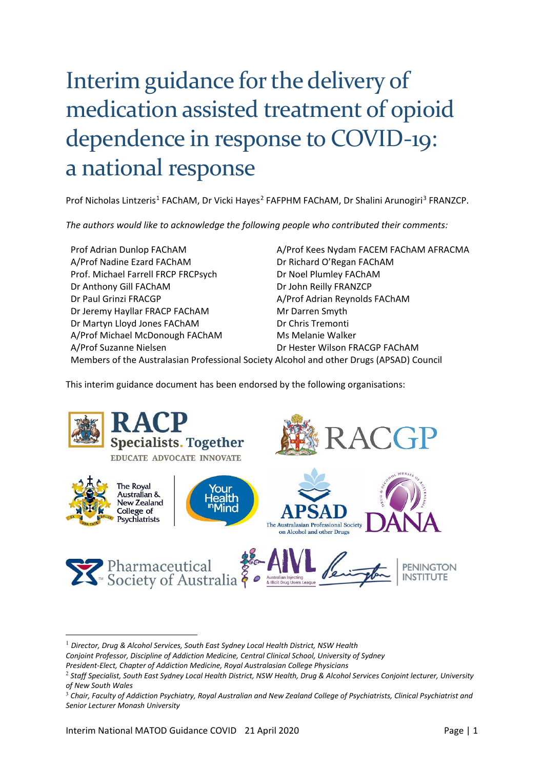# Interim guidance for the delivery of medication assisted treatment of opioid dependence in response to COVID-19: a national response

Prof Nicholas Lintzeris[1] FAChAM, Dr Vicki Hayes[2] FAFPHM FAChAM, Dr Shalini Arunogiri[3] FRANZCP.

*The authors would like to acknowledge the following people who contributed their comments:*

- Prof Adrian Dunlop FAChAM
- A/Prof Nadine Ezard FAChAM
- Prof. Michael Farrell FRCP FRCPsych
- Dr Anthony Gill FAChAM
- Dr Paul Grinzi FRACGP
- Dr Jeremy Hayllar FRACP FAChAM
- Dr Martyn Lloyd Jones FAChAM
- A/Prof Michael McDonough FAChAM
- A/Prof Suzanne Nielsen
- A/Prof Kees Nydam FACEM FAChAM AFRACMA
- Dr Richard O'Regan FAChAM
- Dr Noel Plumley FAChAM
- Dr John Reilly FRANZCP
- A/Prof Adrian Reynolds FAChAM
- Mr Darren Smyth
- Dr Chris Tremonti
- Ms Melanie Walker
- Dr Hester Wilson FRACGP FAChAM
- Members of the Australasian Professional Society Alcohol and other Drugs (APSAD) Council

This interim guidance document has been endorsed by the following organisations:

RACP Specialists. Together — EDUCATE ADVOCATE INNOVATE; RACGP; The Royal Australian & New Zealand College of Psychiatrists; Your Health in Mind; APSAD The Australasian Professional Society on Alcohol and other Drugs; DANA Drug and Alcohol Nurses of Australasia; Pharmaceutical Society of Australia; AIVL Australian Injecting & Illicit Drug Users League; Penington Institute

---

[1] *Director, Drug & Alcohol Services, South East Sydney Local Health District, NSW Health*
*Conjoint Professor, Discipline of Addiction Medicine, Central Clinical School, University of Sydney*
*President-Elect, Chapter of Addiction Medicine, Royal Australasian College Physicians*

[2] *Staff Specialist, South East Sydney Local Health District, NSW Health, Drug & Alcohol Services Conjoint lecturer, University of New South Wales*

[3] *Chair, Faculty of Addiction Psychiatry, Royal Australian and New Zealand College of Psychiatrists, Clinical Psychiatrist and Senior Lecturer Monash University*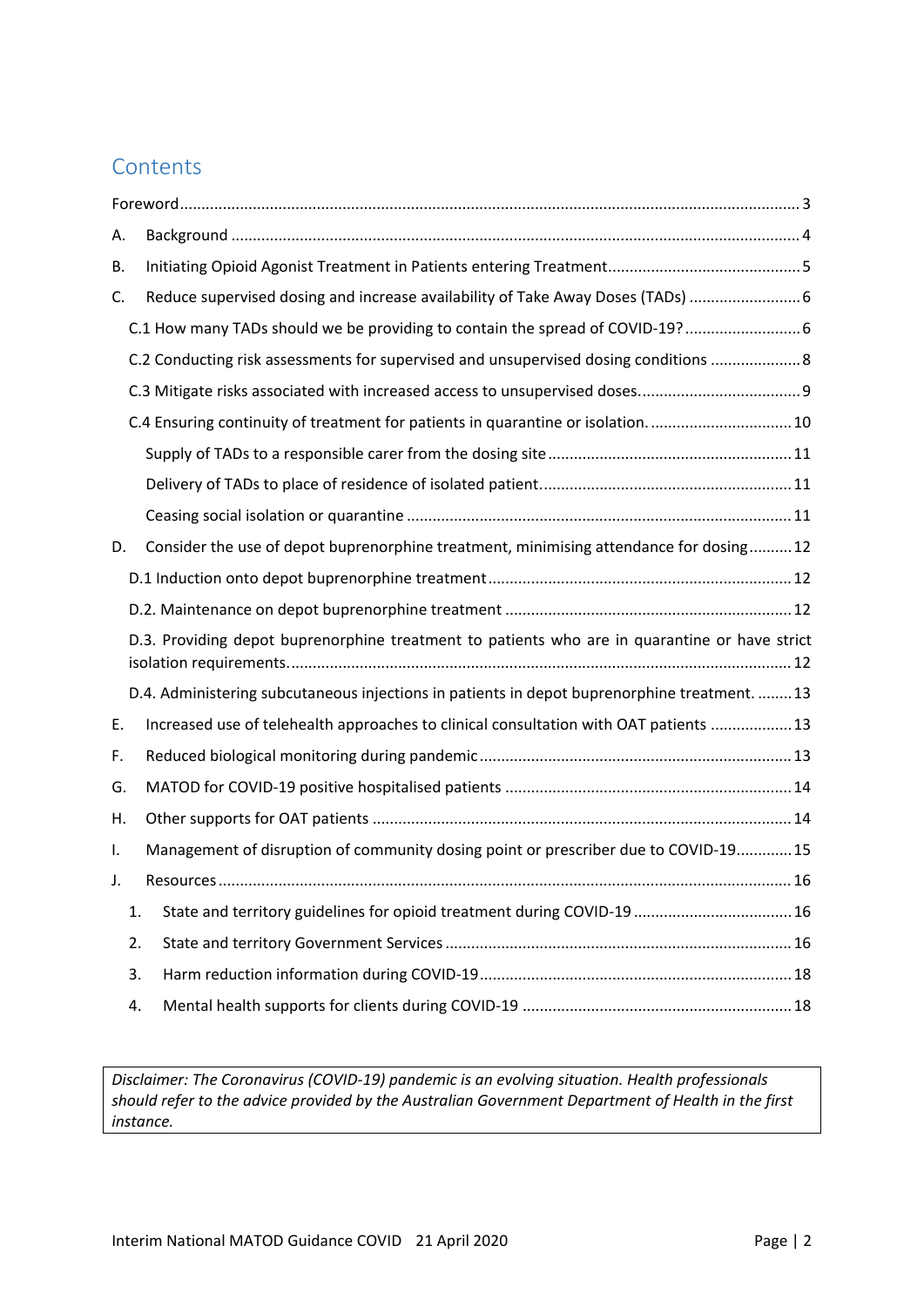## Contents

- Foreword ... 3
- A. Background ... 4
- B. Initiating Opioid Agonist Treatment in Patients entering Treatment ... 5
- C. Reduce supervised dosing and increase availability of Take Away Doses (TADs) ... 6
  - C.1 How many TADs should we be providing to contain the spread of COVID-19? ... 6
  - C.2 Conducting risk assessments for supervised and unsupervised dosing conditions ... 8
  - C.3 Mitigate risks associated with increased access to unsupervised doses. ... 9
  - C.4 Ensuring continuity of treatment for patients in quarantine or isolation. ... 10
    - Supply of TADs to a responsible carer from the dosing site ... 11
    - Delivery of TADs to place of residence of isolated patient. ... 11
    - Ceasing social isolation or quarantine ... 11
- D. Consider the use of depot buprenorphine treatment, minimising attendance for dosing ... 12
  - D.1 Induction onto depot buprenorphine treatment ... 12
  - D.2. Maintenance on depot buprenorphine treatment ... 12
  - D.3. Providing depot buprenorphine treatment to patients who are in quarantine or have strict isolation requirements. ... 12
  - D.4. Administering subcutaneous injections in patients in depot buprenorphine treatment. ... 13
- E. Increased use of telehealth approaches to clinical consultation with OAT patients ... 13
- F. Reduced biological monitoring during pandemic ... 13
- G. MATOD for COVID-19 positive hospitalised patients ... 14
- H. Other supports for OAT patients ... 14
- I. Management of disruption of community dosing point or prescriber due to COVID-19 ... 15
- J. Resources ... 16
  1. State and territory guidelines for opioid treatment during COVID-19 ... 16
  2. State and territory Government Services ... 16
  3. Harm reduction information during COVID-19 ... 18
  4. Mental health supports for clients during COVID-19 ... 18

*Disclaimer: The Coronavirus (COVID-19) pandemic is an evolving situation. Health professionals should refer to the advice provided by the Australian Government Department of Health in the first instance.*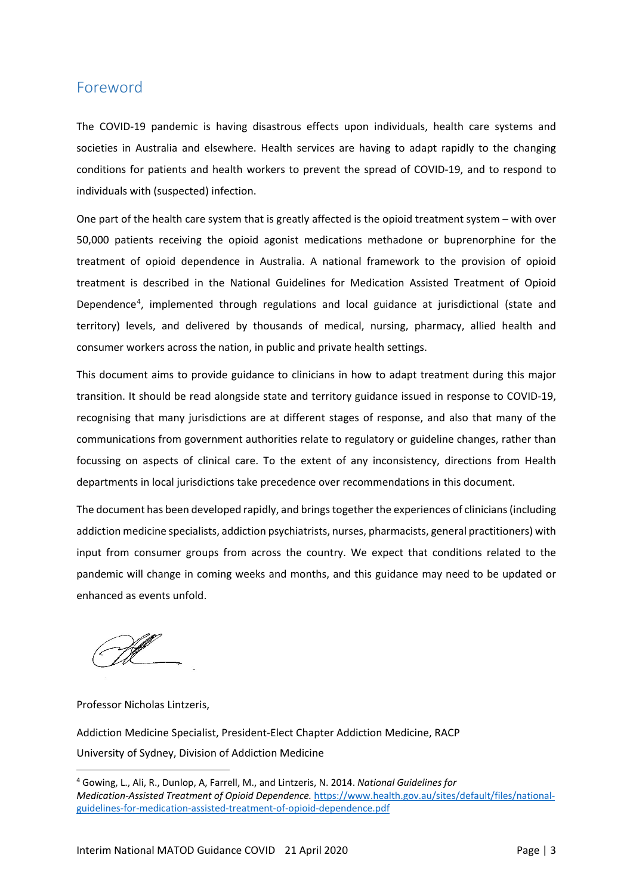## Foreword

The COVID-19 pandemic is having disastrous effects upon individuals, health care systems and societies in Australia and elsewhere. Health services are having to adapt rapidly to the changing conditions for patients and health workers to prevent the spread of COVID-19, and to respond to individuals with (suspected) infection.

One part of the health care system that is greatly affected is the opioid treatment system – with over 50,000 patients receiving the opioid agonist medications methadone or buprenorphine for the treatment of opioid dependence in Australia. A national framework to the provision of opioid treatment is described in the National Guidelines for Medication Assisted Treatment of Opioid Dependence[4], implemented through regulations and local guidance at jurisdictional (state and territory) levels, and delivered by thousands of medical, nursing, pharmacy, allied health and consumer workers across the nation, in public and private health settings.

This document aims to provide guidance to clinicians in how to adapt treatment during this major transition. It should be read alongside state and territory guidance issued in response to COVID-19, recognising that many jurisdictions are at different stages of response, and also that many of the communications from government authorities relate to regulatory or guideline changes, rather than focussing on aspects of clinical care. To the extent of any inconsistency, directions from Health departments in local jurisdictions take precedence over recommendations in this document.

The document has been developed rapidly, and brings together the experiences of clinicians (including addiction medicine specialists, addiction psychiatrists, nurses, pharmacists, general practitioners) with input from consumer groups from across the country. We expect that conditions related to the pandemic will change in coming weeks and months, and this guidance may need to be updated or enhanced as events unfold.

Professor Nicholas Lintzeris,

Addiction Medicine Specialist, President-Elect Chapter Addiction Medicine, RACP
University of Sydney, Division of Addiction Medicine

---

[4] Gowing, L., Ali, R., Dunlop, A, Farrell, M., and Lintzeris, N. 2014. *National Guidelines for Medication-Assisted Treatment of Opioid Dependence.* https://www.health.gov.au/sites/default/files/national-guidelines-for-medication-assisted-treatment-of-opioid-dependence.pdf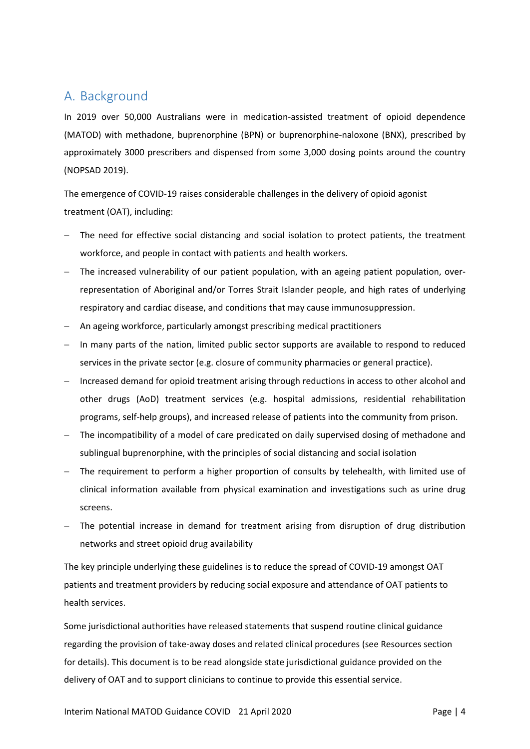## A. Background

In 2019 over 50,000 Australians were in medication-assisted treatment of opioid dependence (MATOD) with methadone, buprenorphine (BPN) or buprenorphine-naloxone (BNX), prescribed by approximately 3000 prescribers and dispensed from some 3,000 dosing points around the country (NOPSAD 2019).

The emergence of COVID-19 raises considerable challenges in the delivery of opioid agonist treatment (OAT), including:

- The need for effective social distancing and social isolation to protect patients, the treatment workforce, and people in contact with patients and health workers.
- The increased vulnerability of our patient population, with an ageing patient population, over-representation of Aboriginal and/or Torres Strait Islander people, and high rates of underlying respiratory and cardiac disease, and conditions that may cause immunosuppression.
- An ageing workforce, particularly amongst prescribing medical practitioners
- In many parts of the nation, limited public sector supports are available to respond to reduced services in the private sector (e.g. closure of community pharmacies or general practice).
- Increased demand for opioid treatment arising through reductions in access to other alcohol and other drugs (AoD) treatment services (e.g. hospital admissions, residential rehabilitation programs, self-help groups), and increased release of patients into the community from prison.
- The incompatibility of a model of care predicated on daily supervised dosing of methadone and sublingual buprenorphine, with the principles of social distancing and social isolation
- The requirement to perform a higher proportion of consults by telehealth, with limited use of clinical information available from physical examination and investigations such as urine drug screens.
- The potential increase in demand for treatment arising from disruption of drug distribution networks and street opioid drug availability

The key principle underlying these guidelines is to reduce the spread of COVID-19 amongst OAT patients and treatment providers by reducing social exposure and attendance of OAT patients to health services.

Some jurisdictional authorities have released statements that suspend routine clinical guidance regarding the provision of take-away doses and related clinical procedures (see Resources section for details). This document is to be read alongside state jurisdictional guidance provided on the delivery of OAT and to support clinicians to continue to provide this essential service.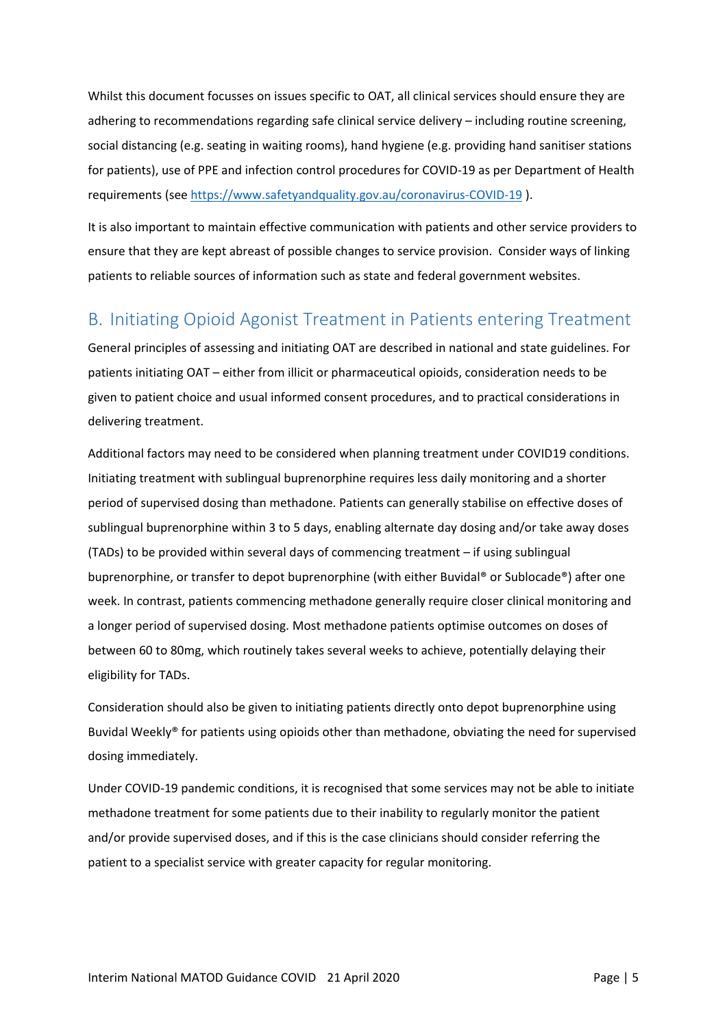Whilst this document focusses on issues specific to OAT, all clinical services should ensure they are adhering to recommendations regarding safe clinical service delivery – including routine screening, social distancing (e.g. seating in waiting rooms), hand hygiene (e.g. providing hand sanitiser stations for patients), use of PPE and infection control procedures for COVID-19 as per Department of Health requirements (see https://www.safetyandquality.gov.au/coronavirus-COVID-19 ).

It is also important to maintain effective communication with patients and other service providers to ensure that they are kept abreast of possible changes to service provision. Consider ways of linking patients to reliable sources of information such as state and federal government websites.

## B. Initiating Opioid Agonist Treatment in Patients entering Treatment

General principles of assessing and initiating OAT are described in national and state guidelines. For patients initiating OAT – either from illicit or pharmaceutical opioids, consideration needs to be given to patient choice and usual informed consent procedures, and to practical considerations in delivering treatment.

Additional factors may need to be considered when planning treatment under COVID19 conditions. Initiating treatment with sublingual buprenorphine requires less daily monitoring and a shorter period of supervised dosing than methadone. Patients can generally stabilise on effective doses of sublingual buprenorphine within 3 to 5 days, enabling alternate day dosing and/or take away doses (TADs) to be provided within several days of commencing treatment – if using sublingual buprenorphine, or transfer to depot buprenorphine (with either Buvidal® or Sublocade®) after one week. In contrast, patients commencing methadone generally require closer clinical monitoring and a longer period of supervised dosing. Most methadone patients optimise outcomes on doses of between 60 to 80mg, which routinely takes several weeks to achieve, potentially delaying their eligibility for TADs.

Consideration should also be given to initiating patients directly onto depot buprenorphine using Buvidal Weekly® for patients using opioids other than methadone, obviating the need for supervised dosing immediately.

Under COVID-19 pandemic conditions, it is recognised that some services may not be able to initiate methadone treatment for some patients due to their inability to regularly monitor the patient and/or provide supervised doses, and if this is the case clinicians should consider referring the patient to a specialist service with greater capacity for regular monitoring.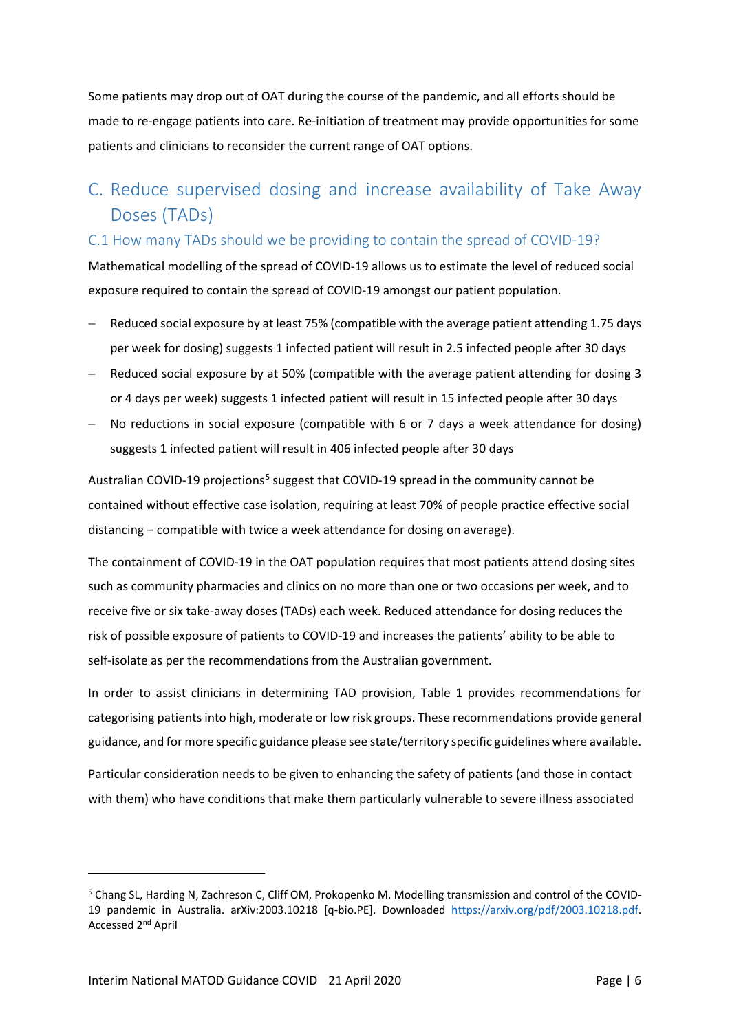Some patients may drop out of OAT during the course of the pandemic, and all efforts should be made to re-engage patients into care. Re-initiation of treatment may provide opportunities for some patients and clinicians to reconsider the current range of OAT options.

## C. Reduce supervised dosing and increase availability of Take Away Doses (TADs)

### C.1 How many TADs should we be providing to contain the spread of COVID-19?

Mathematical modelling of the spread of COVID-19 allows us to estimate the level of reduced social exposure required to contain the spread of COVID-19 amongst our patient population.

- Reduced social exposure by at least 75% (compatible with the average patient attending 1.75 days per week for dosing) suggests 1 infected patient will result in 2.5 infected people after 30 days
- Reduced social exposure by at 50% (compatible with the average patient attending for dosing 3 or 4 days per week) suggests 1 infected patient will result in 15 infected people after 30 days
- No reductions in social exposure (compatible with 6 or 7 days a week attendance for dosing) suggests 1 infected patient will result in 406 infected people after 30 days

Australian COVID-19 projections[5] suggest that COVID-19 spread in the community cannot be contained without effective case isolation, requiring at least 70% of people practice effective social distancing – compatible with twice a week attendance for dosing on average).

The containment of COVID-19 in the OAT population requires that most patients attend dosing sites such as community pharmacies and clinics on no more than one or two occasions per week, and to receive five or six take-away doses (TADs) each week. Reduced attendance for dosing reduces the risk of possible exposure of patients to COVID-19 and increases the patients' ability to be able to self-isolate as per the recommendations from the Australian government.

In order to assist clinicians in determining TAD provision, Table 1 provides recommendations for categorising patients into high, moderate or low risk groups. These recommendations provide general guidance, and for more specific guidance please see state/territory specific guidelines where available.

Particular consideration needs to be given to enhancing the safety of patients (and those in contact with them) who have conditions that make them particularly vulnerable to severe illness associated

[5] Chang SL, Harding N, Zachreson C, Cliff OM, Prokopenko M. Modelling transmission and control of the COVID-19 pandemic in Australia. arXiv:2003.10218 [q-bio.PE]. Downloaded https://arxiv.org/pdf/2003.10218.pdf. Accessed 2nd April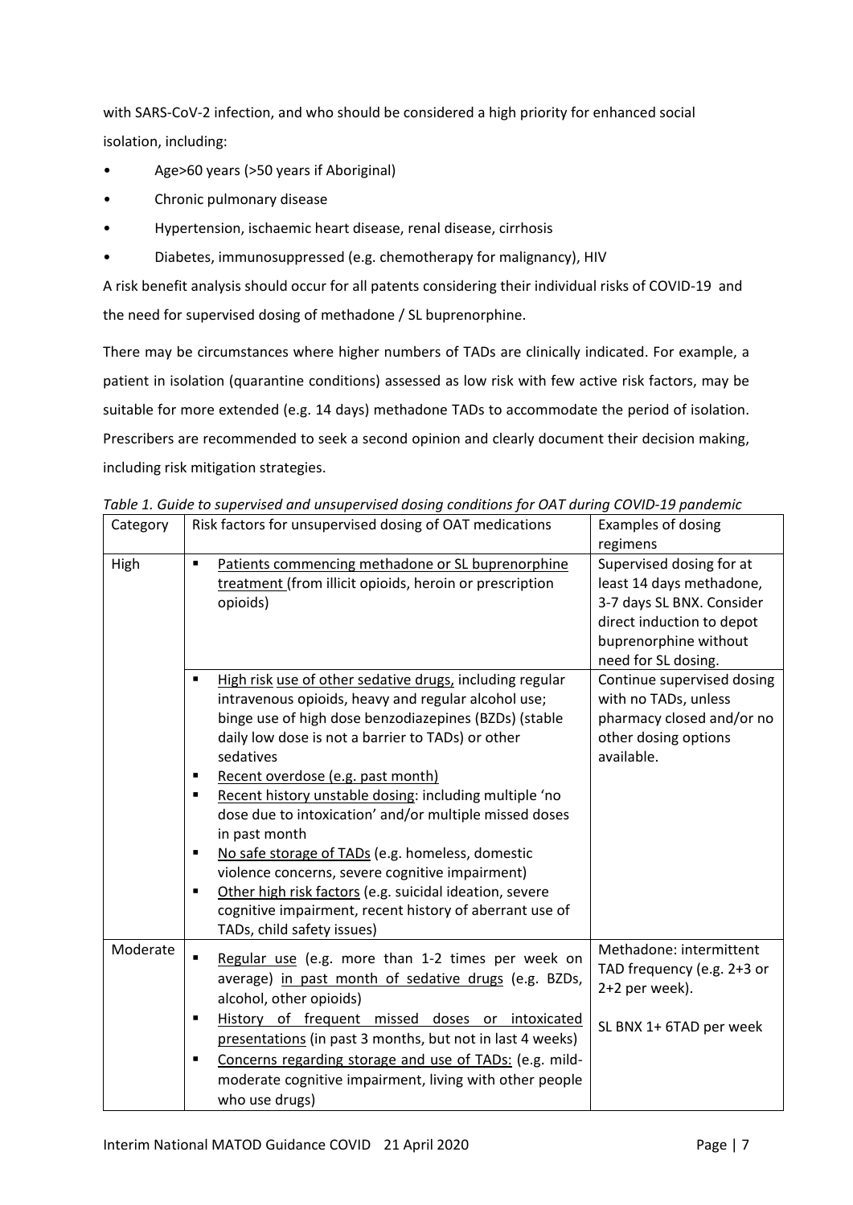with SARS-CoV-2 infection, and who should be considered a high priority for enhanced social isolation, including:

- Age>60 years (>50 years if Aboriginal)
- Chronic pulmonary disease
- Hypertension, ischaemic heart disease, renal disease, cirrhosis
- Diabetes, immunosuppressed (e.g. chemotherapy for malignancy), HIV

A risk benefit analysis should occur for all patents considering their individual risks of COVID-19 and the need for supervised dosing of methadone / SL buprenorphine.

There may be circumstances where higher numbers of TADs are clinically indicated. For example, a patient in isolation (quarantine conditions) assessed as low risk with few active risk factors, may be suitable for more extended (e.g. 14 days) methadone TADs to accommodate the period of isolation. Prescribers are recommended to seek a second opinion and clearly document their decision making, including risk mitigation strategies.

*Table 1. Guide to supervised and unsupervised dosing conditions for OAT during COVID-19 pandemic*

| Category | Risk factors for unsupervised dosing of OAT medications | Examples of dosing regimens |
|---|---|---|
| High | ▪ Patients commencing methadone or SL buprenorphine treatment (from illicit opioids, heroin or prescription opioids) | Supervised dosing for at least 14 days methadone, 3-7 days SL BNX. Consider direct induction to depot buprenorphine without need for SL dosing. |
| | ▪ High risk use of other sedative drugs, including regular intravenous opioids, heavy and regular alcohol use; binge use of high dose benzodiazepines (BZDs) (stable daily low dose is not a barrier to TADs) or other sedatives<br>▪ Recent overdose (e.g. past month)<br>▪ Recent history unstable dosing: including multiple 'no dose due to intoxication' and/or multiple missed doses in past month<br>▪ No safe storage of TADs (e.g. homeless, domestic violence concerns, severe cognitive impairment)<br>▪ Other high risk factors (e.g. suicidal ideation, severe cognitive impairment, recent history of aberrant use of TADs, child safety issues) | Continue supervised dosing with no TADs, unless pharmacy closed and/or no other dosing options available. |
| Moderate | ▪ Regular use (e.g. more than 1-2 times per week on average) in past month of sedative drugs (e.g. BZDs, alcohol, other opioids)<br>▪ History of frequent missed doses or intoxicated presentations (in past 3 months, but not in last 4 weeks)<br>▪ Concerns regarding storage and use of TADs: (e.g. mild-moderate cognitive impairment, living with other people who use drugs) | Methadone: intermittent TAD frequency (e.g. 2+3 or 2+2 per week).<br><br>SL BNX 1+ 6TAD per week |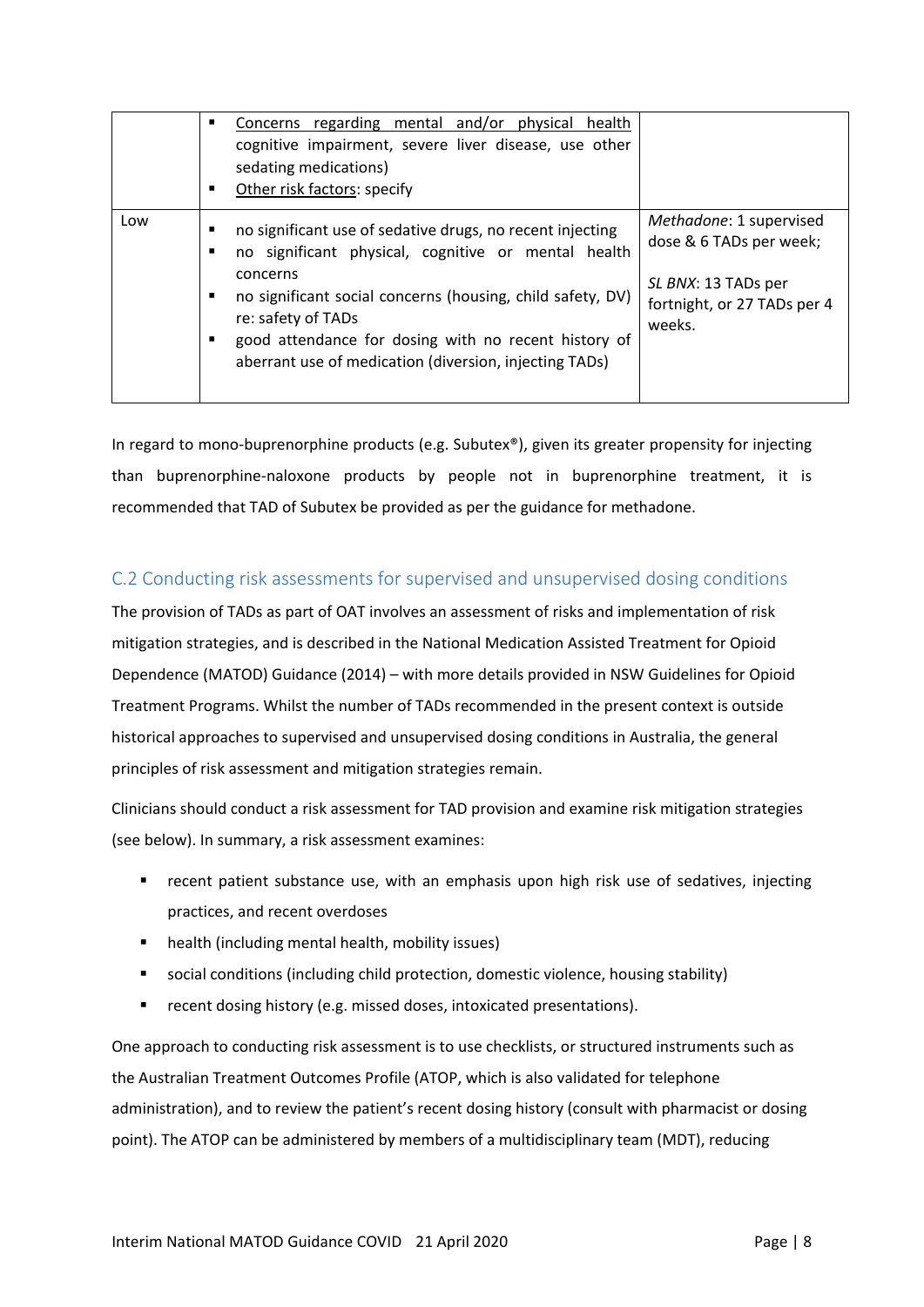| | | |
|---|---|---|
| | ▪ <u>Concerns regarding mental and/or physical health</u> cognitive impairment, severe liver disease, use other sedating medications)<br>▪ <u>Other risk factors</u>: specify | |
| Low | ▪ no significant use of sedative drugs, no recent injecting<br>▪ no significant physical, cognitive or mental health concerns<br>▪ no significant social concerns (housing, child safety, DV) re: safety of TADs<br>▪ good attendance for dosing with no recent history of aberrant use of medication (diversion, injecting TADs) | *Methadone*: 1 supervised dose & 6 TADs per week;<br><br>*SL BNX*: 13 TADs per fortnight, or 27 TADs per 4 weeks. |

In regard to mono-buprenorphine products (e.g. Subutex®), given its greater propensity for injecting than buprenorphine-naloxone products by people not in buprenorphine treatment, it is recommended that TAD of Subutex be provided as per the guidance for methadone.

## C.2 Conducting risk assessments for supervised and unsupervised dosing conditions

The provision of TADs as part of OAT involves an assessment of risks and implementation of risk mitigation strategies, and is described in the National Medication Assisted Treatment for Opioid Dependence (MATOD) Guidance (2014) – with more details provided in NSW Guidelines for Opioid Treatment Programs. Whilst the number of TADs recommended in the present context is outside historical approaches to supervised and unsupervised dosing conditions in Australia, the general principles of risk assessment and mitigation strategies remain.

Clinicians should conduct a risk assessment for TAD provision and examine risk mitigation strategies (see below). In summary, a risk assessment examines:

- recent patient substance use, with an emphasis upon high risk use of sedatives, injecting practices, and recent overdoses
- health (including mental health, mobility issues)
- social conditions (including child protection, domestic violence, housing stability)
- recent dosing history (e.g. missed doses, intoxicated presentations).

One approach to conducting risk assessment is to use checklists, or structured instruments such as the Australian Treatment Outcomes Profile (ATOP, which is also validated for telephone administration), and to review the patient's recent dosing history (consult with pharmacist or dosing point). The ATOP can be administered by members of a multidisciplinary team (MDT), reducing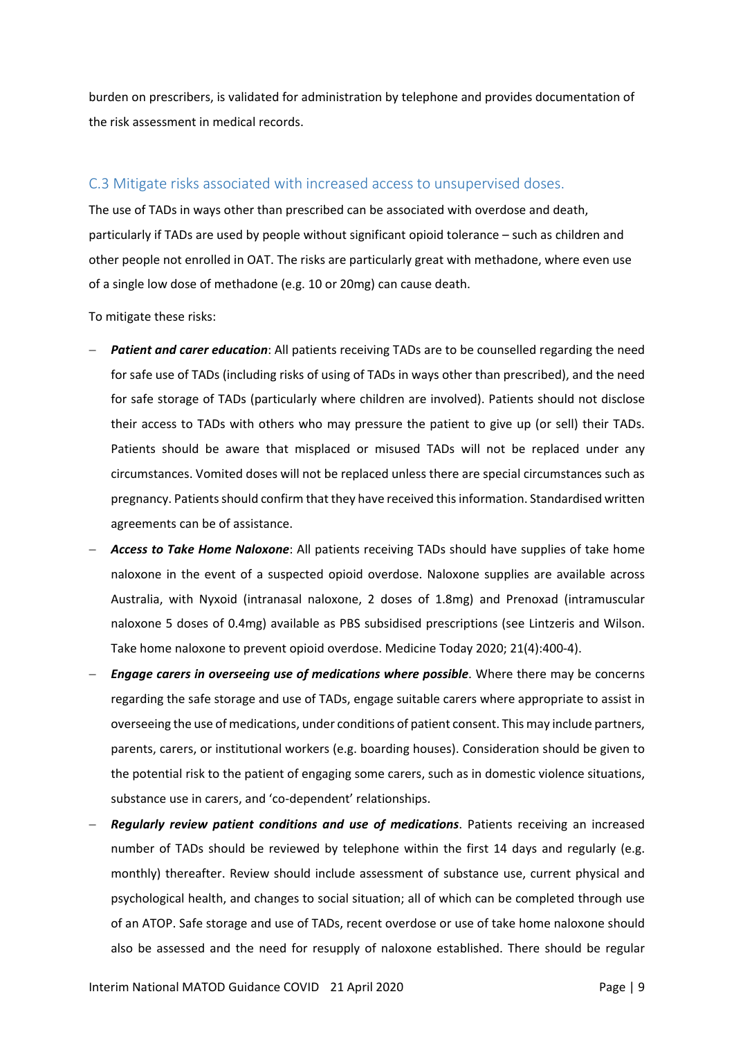burden on prescribers, is validated for administration by telephone and provides documentation of the risk assessment in medical records.

### C.3 Mitigate risks associated with increased access to unsupervised doses.

The use of TADs in ways other than prescribed can be associated with overdose and death, particularly if TADs are used by people without significant opioid tolerance – such as children and other people not enrolled in OAT. The risks are particularly great with methadone, where even use of a single low dose of methadone (e.g. 10 or 20mg) can cause death.

To mitigate these risks:

- ***Patient and carer education***: All patients receiving TADs are to be counselled regarding the need for safe use of TADs (including risks of using of TADs in ways other than prescribed), and the need for safe storage of TADs (particularly where children are involved). Patients should not disclose their access to TADs with others who may pressure the patient to give up (or sell) their TADs. Patients should be aware that misplaced or misused TADs will not be replaced under any circumstances. Vomited doses will not be replaced unless there are special circumstances such as pregnancy. Patients should confirm that they have received this information. Standardised written agreements can be of assistance.
- ***Access to Take Home Naloxone***: All patients receiving TADs should have supplies of take home naloxone in the event of a suspected opioid overdose. Naloxone supplies are available across Australia, with Nyxoid (intranasal naloxone, 2 doses of 1.8mg) and Prenoxad (intramuscular naloxone 5 doses of 0.4mg) available as PBS subsidised prescriptions (see Lintzeris and Wilson. Take home naloxone to prevent opioid overdose. Medicine Today 2020; 21(4):400-4).
- ***Engage carers in overseeing use of medications where possible***. Where there may be concerns regarding the safe storage and use of TADs, engage suitable carers where appropriate to assist in overseeing the use of medications, under conditions of patient consent. This may include partners, parents, carers, or institutional workers (e.g. boarding houses). Consideration should be given to the potential risk to the patient of engaging some carers, such as in domestic violence situations, substance use in carers, and 'co-dependent' relationships.
- ***Regularly review patient conditions and use of medications***. Patients receiving an increased number of TADs should be reviewed by telephone within the first 14 days and regularly (e.g. monthly) thereafter. Review should include assessment of substance use, current physical and psychological health, and changes to social situation; all of which can be completed through use of an ATOP. Safe storage and use of TADs, recent overdose or use of take home naloxone should also be assessed and the need for resupply of naloxone established. There should be regular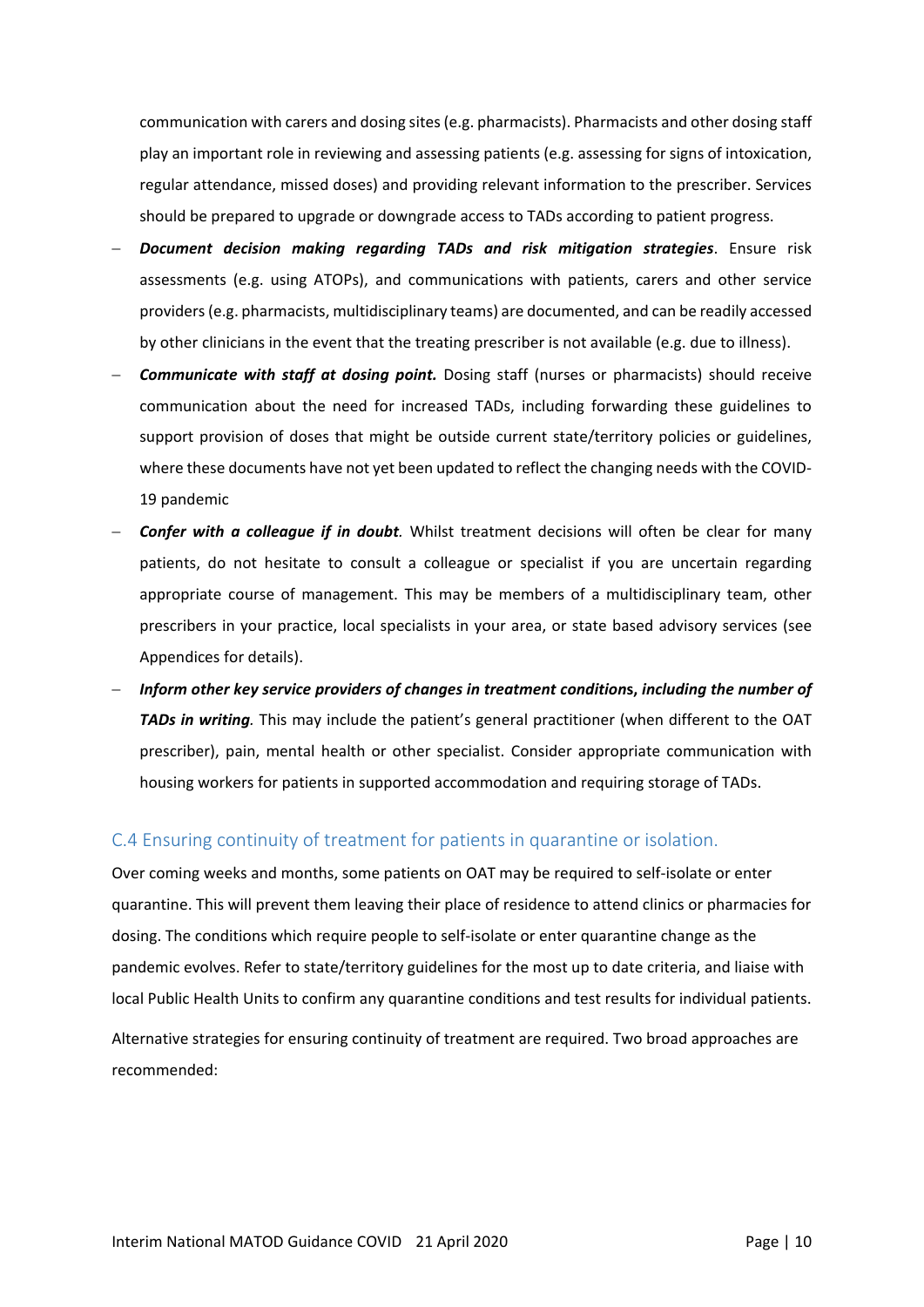communication with carers and dosing sites (e.g. pharmacists). Pharmacists and other dosing staff play an important role in reviewing and assessing patients (e.g. assessing for signs of intoxication, regular attendance, missed doses) and providing relevant information to the prescriber. Services should be prepared to upgrade or downgrade access to TADs according to patient progress.

- ***Document decision making regarding TADs and risk mitigation strategies***. Ensure risk assessments (e.g. using ATOPs), and communications with patients, carers and other service providers (e.g. pharmacists, multidisciplinary teams) are documented, and can be readily accessed by other clinicians in the event that the treating prescriber is not available (e.g. due to illness).
- ***Communicate with staff at dosing point.*** Dosing staff (nurses or pharmacists) should receive communication about the need for increased TADs, including forwarding these guidelines to support provision of doses that might be outside current state/territory policies or guidelines, where these documents have not yet been updated to reflect the changing needs with the COVID-19 pandemic
- ***Confer with a colleague if in doubt.*** Whilst treatment decisions will often be clear for many patients, do not hesitate to consult a colleague or specialist if you are uncertain regarding appropriate course of management. This may be members of a multidisciplinary team, other prescribers in your practice, local specialists in your area, or state based advisory services (see Appendices for details).
- ***Inform other key service providers of changes in treatment conditions, including the number of TADs in writing.*** This may include the patient's general practitioner (when different to the OAT prescriber), pain, mental health or other specialist. Consider appropriate communication with housing workers for patients in supported accommodation and requiring storage of TADs.

## C.4 Ensuring continuity of treatment for patients in quarantine or isolation.

Over coming weeks and months, some patients on OAT may be required to self-isolate or enter quarantine. This will prevent them leaving their place of residence to attend clinics or pharmacies for dosing. The conditions which require people to self-isolate or enter quarantine change as the pandemic evolves. Refer to state/territory guidelines for the most up to date criteria, and liaise with local Public Health Units to confirm any quarantine conditions and test results for individual patients.

Alternative strategies for ensuring continuity of treatment are required. Two broad approaches are recommended: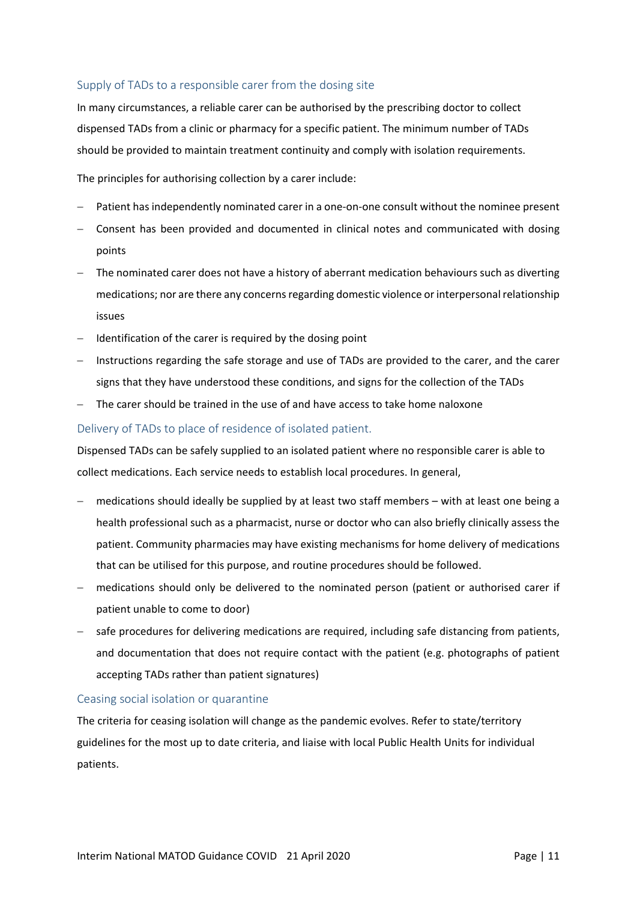### Supply of TADs to a responsible carer from the dosing site

In many circumstances, a reliable carer can be authorised by the prescribing doctor to collect dispensed TADs from a clinic or pharmacy for a specific patient. The minimum number of TADs should be provided to maintain treatment continuity and comply with isolation requirements.

The principles for authorising collection by a carer include:

- Patient has independently nominated carer in a one-on-one consult without the nominee present
- Consent has been provided and documented in clinical notes and communicated with dosing points
- The nominated carer does not have a history of aberrant medication behaviours such as diverting medications; nor are there any concerns regarding domestic violence or interpersonal relationship issues
- Identification of the carer is required by the dosing point
- Instructions regarding the safe storage and use of TADs are provided to the carer, and the carer signs that they have understood these conditions, and signs for the collection of the TADs
- The carer should be trained in the use of and have access to take home naloxone

### Delivery of TADs to place of residence of isolated patient.

Dispensed TADs can be safely supplied to an isolated patient where no responsible carer is able to collect medications. Each service needs to establish local procedures. In general,

- medications should ideally be supplied by at least two staff members – with at least one being a health professional such as a pharmacist, nurse or doctor who can also briefly clinically assess the patient. Community pharmacies may have existing mechanisms for home delivery of medications that can be utilised for this purpose, and routine procedures should be followed.
- medications should only be delivered to the nominated person (patient or authorised carer if patient unable to come to door)
- safe procedures for delivering medications are required, including safe distancing from patients, and documentation that does not require contact with the patient (e.g. photographs of patient accepting TADs rather than patient signatures)

### Ceasing social isolation or quarantine

The criteria for ceasing isolation will change as the pandemic evolves. Refer to state/territory guidelines for the most up to date criteria, and liaise with local Public Health Units for individual patients.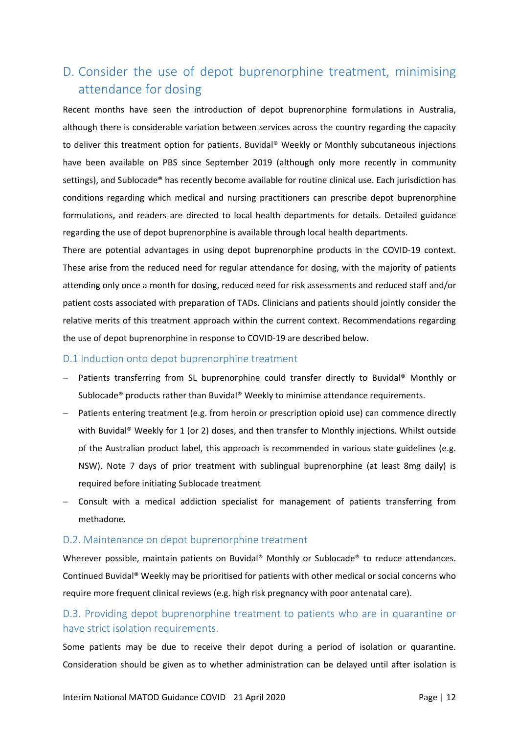## D. Consider the use of depot buprenorphine treatment, minimising attendance for dosing

Recent months have seen the introduction of depot buprenorphine formulations in Australia, although there is considerable variation between services across the country regarding the capacity to deliver this treatment option for patients. Buvidal® Weekly or Monthly subcutaneous injections have been available on PBS since September 2019 (although only more recently in community settings), and Sublocade® has recently become available for routine clinical use. Each jurisdiction has conditions regarding which medical and nursing practitioners can prescribe depot buprenorphine formulations, and readers are directed to local health departments for details. Detailed guidance regarding the use of depot buprenorphine is available through local health departments.

There are potential advantages in using depot buprenorphine products in the COVID-19 context. These arise from the reduced need for regular attendance for dosing, with the majority of patients attending only once a month for dosing, reduced need for risk assessments and reduced staff and/or patient costs associated with preparation of TADs. Clinicians and patients should jointly consider the relative merits of this treatment approach within the current context. Recommendations regarding the use of depot buprenorphine in response to COVID-19 are described below.

### D.1 Induction onto depot buprenorphine treatment

- Patients transferring from SL buprenorphine could transfer directly to Buvidal® Monthly or Sublocade® products rather than Buvidal® Weekly to minimise attendance requirements.
- Patients entering treatment (e.g. from heroin or prescription opioid use) can commence directly with Buvidal® Weekly for 1 (or 2) doses, and then transfer to Monthly injections. Whilst outside of the Australian product label, this approach is recommended in various state guidelines (e.g. NSW). Note 7 days of prior treatment with sublingual buprenorphine (at least 8mg daily) is required before initiating Sublocade treatment
- Consult with a medical addiction specialist for management of patients transferring from methadone.

### D.2. Maintenance on depot buprenorphine treatment

Wherever possible, maintain patients on Buvidal® Monthly or Sublocade® to reduce attendances. Continued Buvidal® Weekly may be prioritised for patients with other medical or social concerns who require more frequent clinical reviews (e.g. high risk pregnancy with poor antenatal care).

### D.3. Providing depot buprenorphine treatment to patients who are in quarantine or have strict isolation requirements.

Some patients may be due to receive their depot during a period of isolation or quarantine. Consideration should be given as to whether administration can be delayed until after isolation is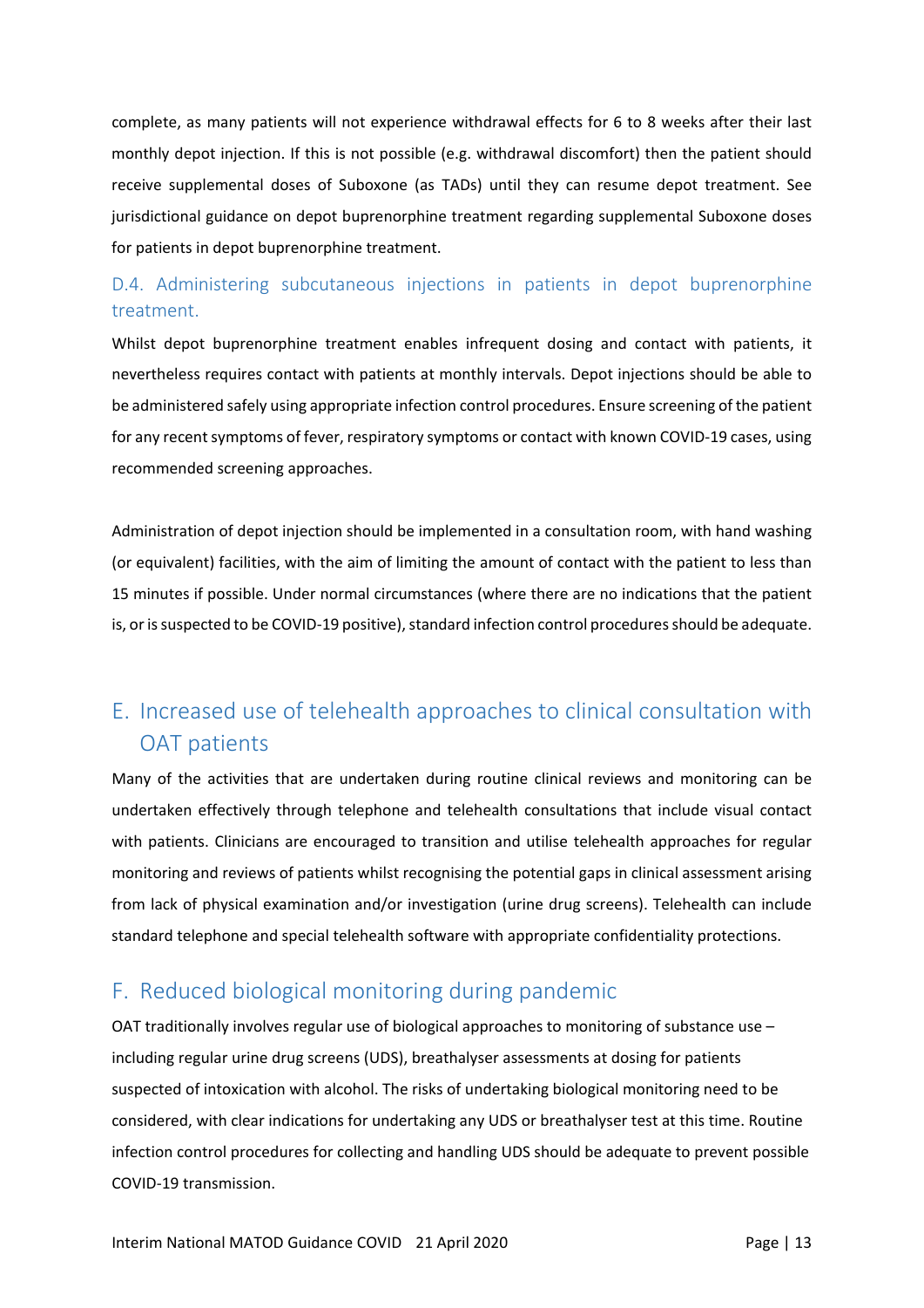complete, as many patients will not experience withdrawal effects for 6 to 8 weeks after their last monthly depot injection. If this is not possible (e.g. withdrawal discomfort) then the patient should receive supplemental doses of Suboxone (as TADs) until they can resume depot treatment. See jurisdictional guidance on depot buprenorphine treatment regarding supplemental Suboxone doses for patients in depot buprenorphine treatment.

### D.4. Administering subcutaneous injections in patients in depot buprenorphine treatment.

Whilst depot buprenorphine treatment enables infrequent dosing and contact with patients, it nevertheless requires contact with patients at monthly intervals. Depot injections should be able to be administered safely using appropriate infection control procedures. Ensure screening of the patient for any recent symptoms of fever, respiratory symptoms or contact with known COVID-19 cases, using recommended screening approaches.

Administration of depot injection should be implemented in a consultation room, with hand washing (or equivalent) facilities, with the aim of limiting the amount of contact with the patient to less than 15 minutes if possible. Under normal circumstances (where there are no indications that the patient is, or is suspected to be COVID-19 positive), standard infection control procedures should be adequate.

## E. Increased use of telehealth approaches to clinical consultation with OAT patients

Many of the activities that are undertaken during routine clinical reviews and monitoring can be undertaken effectively through telephone and telehealth consultations that include visual contact with patients. Clinicians are encouraged to transition and utilise telehealth approaches for regular monitoring and reviews of patients whilst recognising the potential gaps in clinical assessment arising from lack of physical examination and/or investigation (urine drug screens). Telehealth can include standard telephone and special telehealth software with appropriate confidentiality protections.

## F. Reduced biological monitoring during pandemic

OAT traditionally involves regular use of biological approaches to monitoring of substance use – including regular urine drug screens (UDS), breathalyser assessments at dosing for patients suspected of intoxication with alcohol. The risks of undertaking biological monitoring need to be considered, with clear indications for undertaking any UDS or breathalyser test at this time. Routine infection control procedures for collecting and handling UDS should be adequate to prevent possible COVID-19 transmission.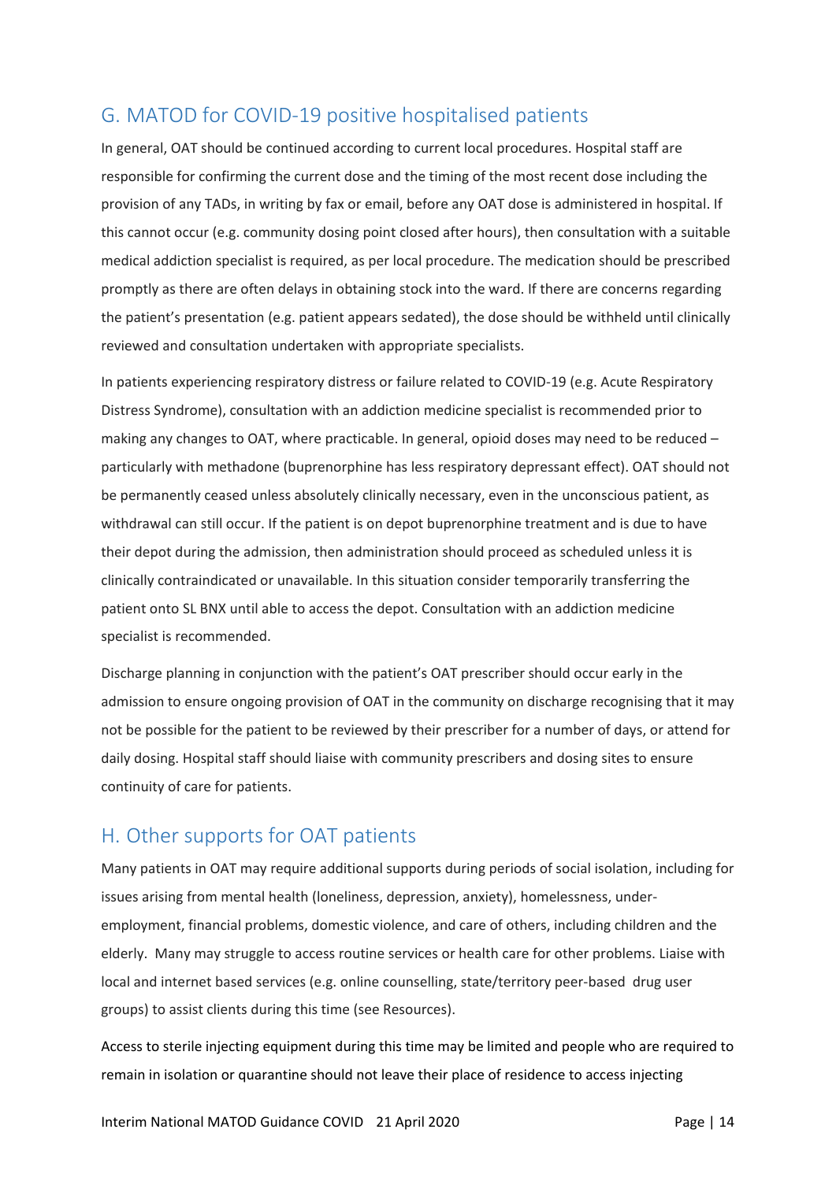## G. MATOD for COVID-19 positive hospitalised patients

In general, OAT should be continued according to current local procedures. Hospital staff are responsible for confirming the current dose and the timing of the most recent dose including the provision of any TADs, in writing by fax or email, before any OAT dose is administered in hospital. If this cannot occur (e.g. community dosing point closed after hours), then consultation with a suitable medical addiction specialist is required, as per local procedure. The medication should be prescribed promptly as there are often delays in obtaining stock into the ward. If there are concerns regarding the patient's presentation (e.g. patient appears sedated), the dose should be withheld until clinically reviewed and consultation undertaken with appropriate specialists.

In patients experiencing respiratory distress or failure related to COVID-19 (e.g. Acute Respiratory Distress Syndrome), consultation with an addiction medicine specialist is recommended prior to making any changes to OAT, where practicable. In general, opioid doses may need to be reduced – particularly with methadone (buprenorphine has less respiratory depressant effect). OAT should not be permanently ceased unless absolutely clinically necessary, even in the unconscious patient, as withdrawal can still occur. If the patient is on depot buprenorphine treatment and is due to have their depot during the admission, then administration should proceed as scheduled unless it is clinically contraindicated or unavailable. In this situation consider temporarily transferring the patient onto SL BNX until able to access the depot. Consultation with an addiction medicine specialist is recommended.

Discharge planning in conjunction with the patient's OAT prescriber should occur early in the admission to ensure ongoing provision of OAT in the community on discharge recognising that it may not be possible for the patient to be reviewed by their prescriber for a number of days, or attend for daily dosing. Hospital staff should liaise with community prescribers and dosing sites to ensure continuity of care for patients.

## H. Other supports for OAT patients

Many patients in OAT may require additional supports during periods of social isolation, including for issues arising from mental health (loneliness, depression, anxiety), homelessness, under-employment, financial problems, domestic violence, and care of others, including children and the elderly. Many may struggle to access routine services or health care for other problems. Liaise with local and internet based services (e.g. online counselling, state/territory peer-based drug user groups) to assist clients during this time (see Resources).

Access to sterile injecting equipment during this time may be limited and people who are required to remain in isolation or quarantine should not leave their place of residence to access injecting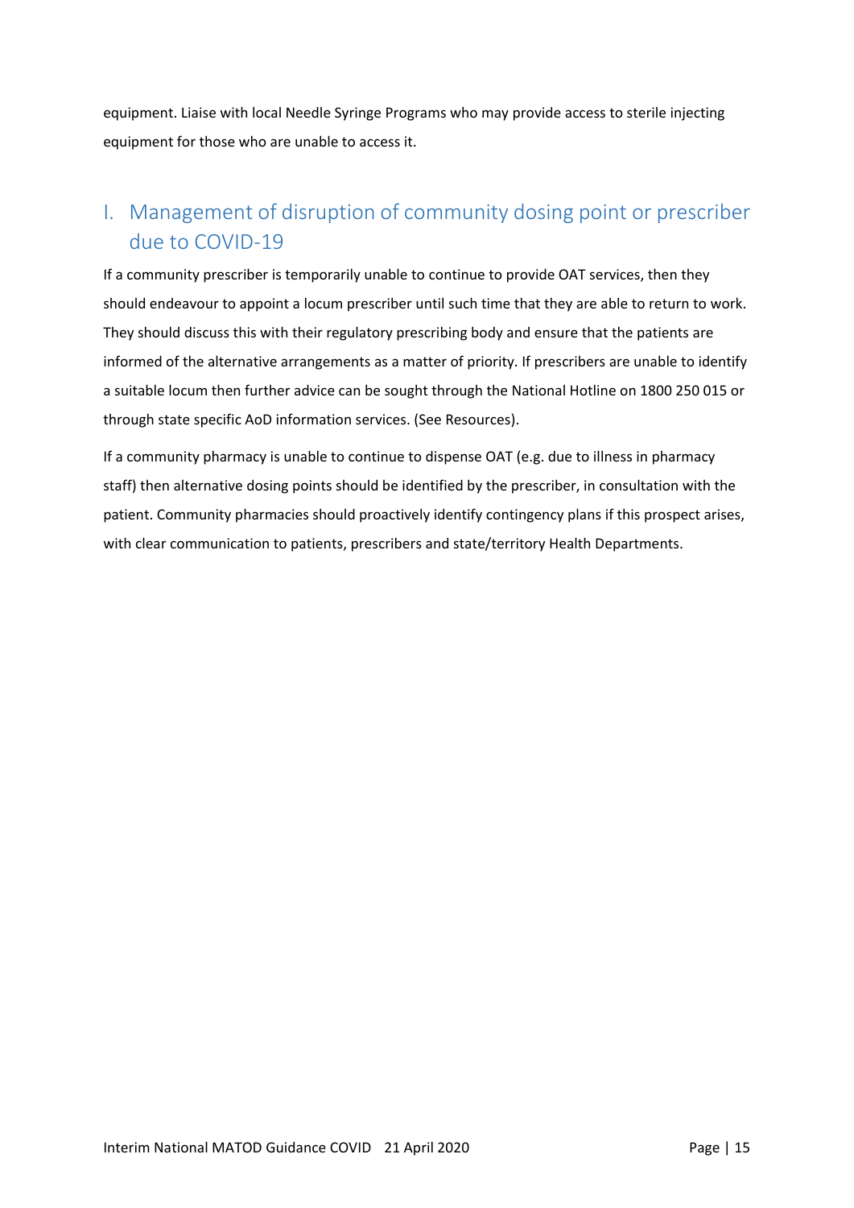equipment. Liaise with local Needle Syringe Programs who may provide access to sterile injecting equipment for those who are unable to access it.

## I. Management of disruption of community dosing point or prescriber due to COVID-19

If a community prescriber is temporarily unable to continue to provide OAT services, then they should endeavour to appoint a locum prescriber until such time that they are able to return to work. They should discuss this with their regulatory prescribing body and ensure that the patients are informed of the alternative arrangements as a matter of priority. If prescribers are unable to identify a suitable locum then further advice can be sought through the National Hotline on 1800 250 015 or through state specific AoD information services. (See Resources).

If a community pharmacy is unable to continue to dispense OAT (e.g. due to illness in pharmacy staff) then alternative dosing points should be identified by the prescriber, in consultation with the patient. Community pharmacies should proactively identify contingency plans if this prospect arises, with clear communication to patients, prescribers and state/territory Health Departments.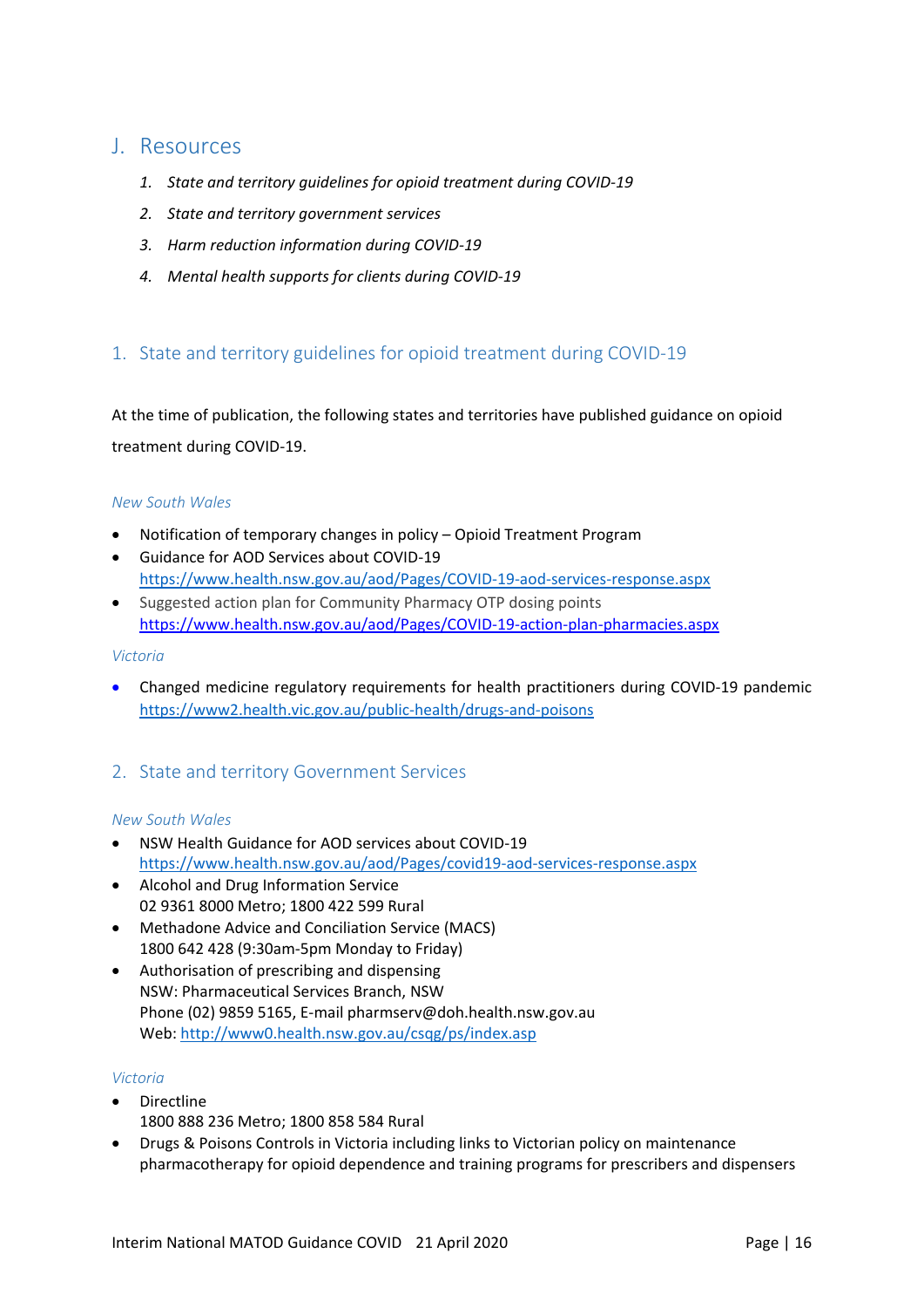## J. Resources

1. *State and territory guidelines for opioid treatment during COVID-19*
2. *State and territory government services*
3. *Harm reduction information during COVID-19*
4. *Mental health supports for clients during COVID-19*

### 1. State and territory guidelines for opioid treatment during COVID-19

At the time of publication, the following states and territories have published guidance on opioid treatment during COVID-19.

*New South Wales*

- Notification of temporary changes in policy – Opioid Treatment Program
- Guidance for AOD Services about COVID-19
  https://www.health.nsw.gov.au/aod/Pages/COVID-19-aod-services-response.aspx
- Suggested action plan for Community Pharmacy OTP dosing points
  https://www.health.nsw.gov.au/aod/Pages/COVID-19-action-plan-pharmacies.aspx

*Victoria*

- Changed medicine regulatory requirements for health practitioners during COVID-19 pandemic
  https://www2.health.vic.gov.au/public-health/drugs-and-poisons

### 2. State and territory Government Services

*New South Wales*

- NSW Health Guidance for AOD services about COVID-19
  https://www.health.nsw.gov.au/aod/Pages/covid19-aod-services-response.aspx
- Alcohol and Drug Information Service
  02 9361 8000 Metro; 1800 422 599 Rural
- Methadone Advice and Conciliation Service (MACS)
  1800 642 428 (9:30am-5pm Monday to Friday)
- Authorisation of prescribing and dispensing
  NSW: Pharmaceutical Services Branch, NSW
  Phone (02) 9859 5165, E-mail pharmserv@doh.health.nsw.gov.au
  Web: http://www0.health.nsw.gov.au/csqg/ps/index.asp

*Victoria*

- Directline
  1800 888 236 Metro; 1800 858 584 Rural
- Drugs & Poisons Controls in Victoria including links to Victorian policy on maintenance pharmacotherapy for opioid dependence and training programs for prescribers and dispensers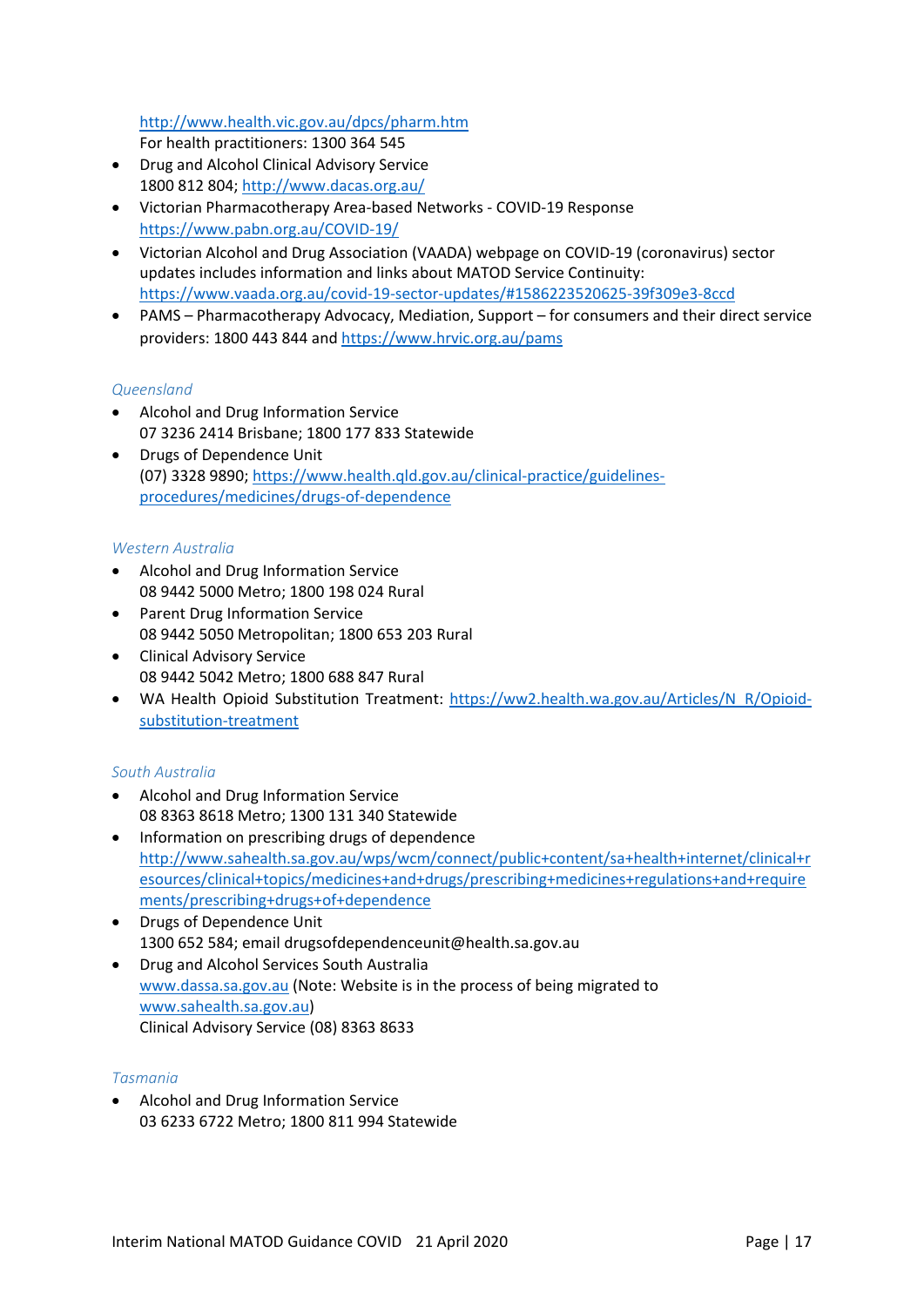http://www.health.vic.gov.au/dpcs/pharm.htm
For health practitioners: 1300 364 545

- Drug and Alcohol Clinical Advisory Service
  1800 812 804; http://www.dacas.org.au/
- Victorian Pharmacotherapy Area-based Networks - COVID-19 Response
  https://www.pabn.org.au/COVID-19/
- Victorian Alcohol and Drug Association (VAADA) webpage on COVID-19 (coronavirus) sector updates includes information and links about MATOD Service Continuity:
  https://www.vaada.org.au/covid-19-sector-updates/#1586223520625-39f309e3-8ccd
- PAMS – Pharmacotherapy Advocacy, Mediation, Support – for consumers and their direct service providers: 1800 443 844 and https://www.hrvic.org.au/pams

### *Queensland*

- Alcohol and Drug Information Service
  07 3236 2414 Brisbane; 1800 177 833 Statewide
- Drugs of Dependence Unit
  (07) 3328 9890; https://www.health.qld.gov.au/clinical-practice/guidelines-procedures/medicines/drugs-of-dependence

### *Western Australia*

- Alcohol and Drug Information Service
  08 9442 5000 Metro; 1800 198 024 Rural
- Parent Drug Information Service
  08 9442 5050 Metropolitan; 1800 653 203 Rural
- Clinical Advisory Service
  08 9442 5042 Metro; 1800 688 847 Rural
- WA Health Opioid Substitution Treatment: https://ww2.health.wa.gov.au/Articles/N_R/Opioid-substitution-treatment

### *South Australia*

- Alcohol and Drug Information Service
  08 8363 8618 Metro; 1300 131 340 Statewide
- Information on prescribing drugs of dependence
  http://www.sahealth.sa.gov.au/wps/wcm/connect/public+content/sa+health+internet/clinical+resources/clinical+topics/medicines+and+drugs/prescribing+medicines+regulations+and+requirements/prescribing+drugs+of+dependence
- Drugs of Dependence Unit
  1300 652 584; email drugsofdependenceunit@health.sa.gov.au
- Drug and Alcohol Services South Australia
  www.dassa.sa.gov.au (Note: Website is in the process of being migrated to www.sahealth.sa.gov.au)
  Clinical Advisory Service (08) 8363 8633

### *Tasmania*

- Alcohol and Drug Information Service
  03 6233 6722 Metro; 1800 811 994 Statewide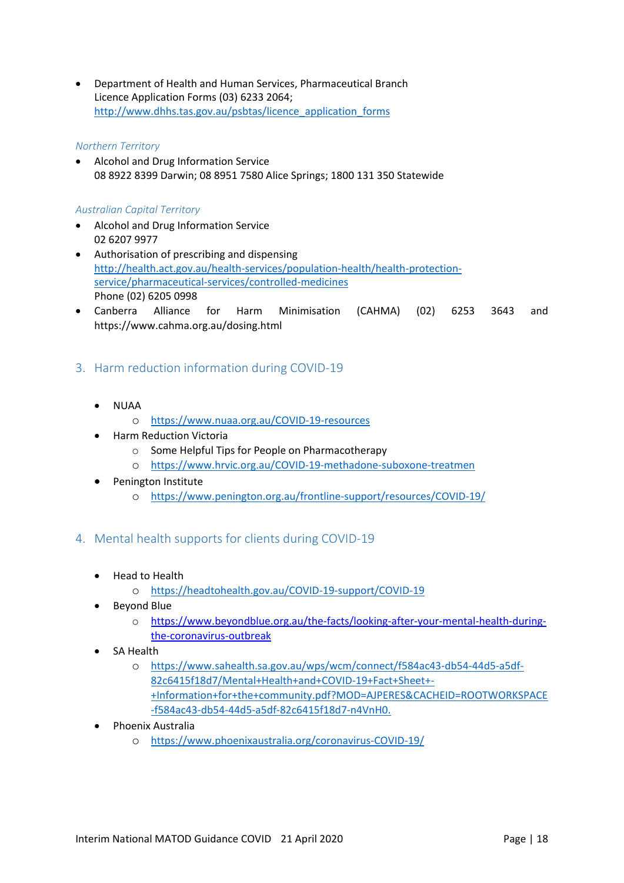- Department of Health and Human Services, Pharmaceutical Branch
  Licence Application Forms (03) 6233 2064;
  http://www.dhhs.tas.gov.au/psbtas/licence_application_forms

*Northern Territory*

- Alcohol and Drug Information Service
  08 8922 8399 Darwin; 08 8951 7580 Alice Springs; 1800 131 350 Statewide

*Australian Capital Territory*

- Alcohol and Drug Information Service
  02 6207 9977
- Authorisation of prescribing and dispensing
  http://health.act.gov.au/health-services/population-health/health-protection-service/pharmaceutical-services/controlled-medicines
  Phone (02) 6205 0998
- Canberra Alliance for Harm Minimisation (CAHMA) (02) 6253 3643 and https://www.cahma.org.au/dosing.html

## 3. Harm reduction information during COVID-19

- NUAA
  - https://www.nuaa.org.au/COVID-19-resources
- Harm Reduction Victoria
  - Some Helpful Tips for People on Pharmacotherapy
  - https://www.hrvic.org.au/COVID-19-methadone-suboxone-treatmen
- Penington Institute
  - https://www.penington.org.au/frontline-support/resources/COVID-19/

## 4. Mental health supports for clients during COVID-19

- Head to Health
  - https://headtohealth.gov.au/COVID-19-support/COVID-19
- Beyond Blue
  - https://www.beyondblue.org.au/the-facts/looking-after-your-mental-health-during-the-coronavirus-outbreak
- SA Health
  - https://www.sahealth.sa.gov.au/wps/wcm/connect/f584ac43-db54-44d5-a5df-82c6415f18d7/Mental+Health+and+COVID-19+Fact+Sheet+-+Information+for+the+community.pdf?MOD=AJPERES&CACHEID=ROOTWORKSPACE-f584ac43-db54-44d5-a5df-82c6415f18d7-n4VnH0.
- Phoenix Australia
  - https://www.phoenixaustralia.org/coronavirus-COVID-19/